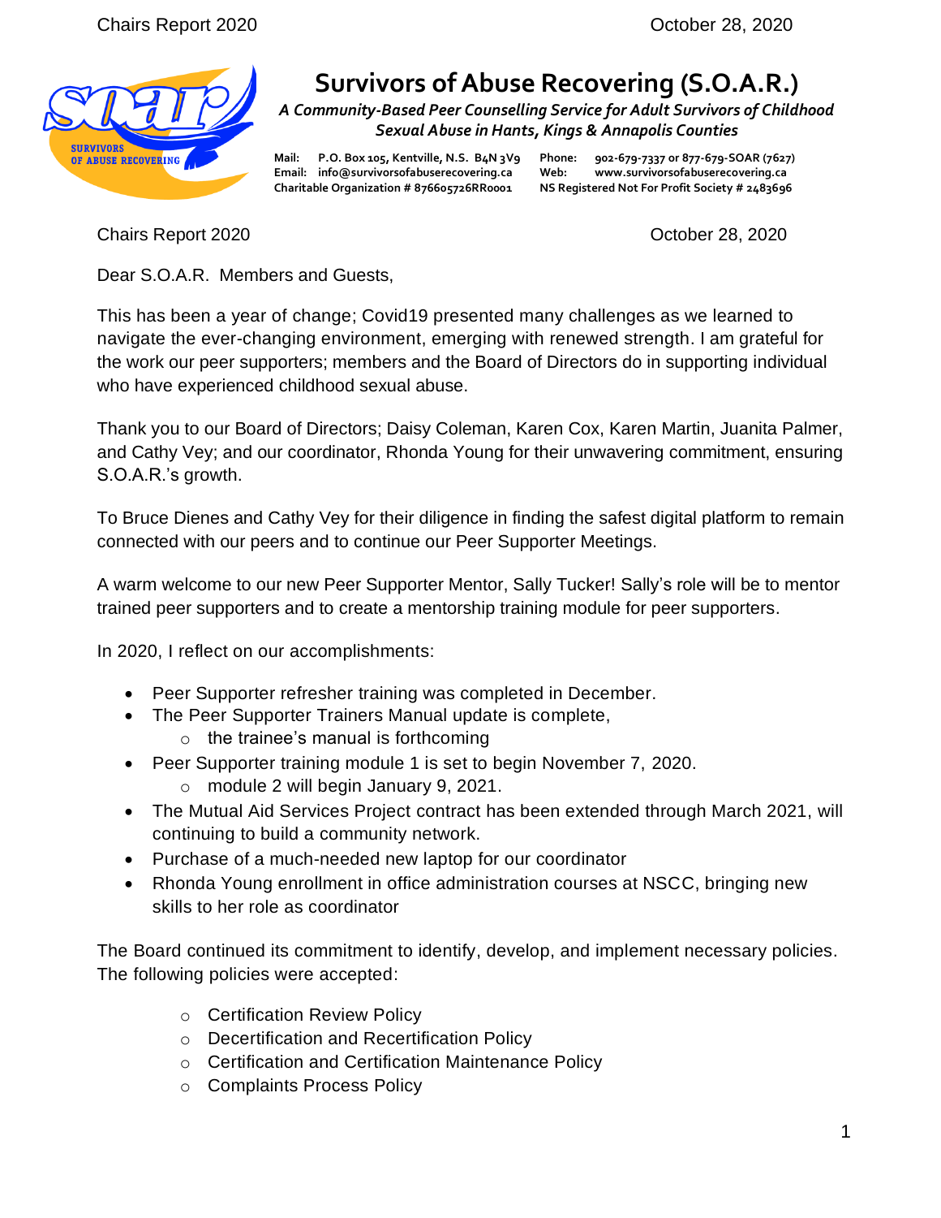# Survivors of Abuse Recovering (S.O.A.R.)

***A Community-Based Peer Counselling Service for Adult Survivors of Childhood Sexual Abuse in Hants, Kings & Annapolis Counties***

**Mail:** P.O. Box 105, Kentville, N.S. B4N 3V9 **Phone:** 902-679-7337 or 877-679-SOAR (7627)
**Email:** info@survivorsofabuserecovering.ca **Web:** www.survivorsofabuserecovering.ca
**Charitable Organization # 876605726RR0001** **NS Registered Not For Profit Society # 2483696**

Chairs Report 2020 October 28, 2020

Dear S.O.A.R. Members and Guests,

This has been a year of change; Covid19 presented many challenges as we learned to navigate the ever-changing environment, emerging with renewed strength. I am grateful for the work our peer supporters; members and the Board of Directors do in supporting individual who have experienced childhood sexual abuse.

Thank you to our Board of Directors; Daisy Coleman, Karen Cox, Karen Martin, Juanita Palmer, and Cathy Vey; and our coordinator, Rhonda Young for their unwavering commitment, ensuring S.O.A.R.'s growth.

To Bruce Dienes and Cathy Vey for their diligence in finding the safest digital platform to remain connected with our peers and to continue our Peer Supporter Meetings.

A warm welcome to our new Peer Supporter Mentor, Sally Tucker! Sally's role will be to mentor trained peer supporters and to create a mentorship training module for peer supporters.

In 2020, I reflect on our accomplishments:

- Peer Supporter refresher training was completed in December.
- The Peer Supporter Trainers Manual update is complete,
  - the trainee's manual is forthcoming
- Peer Supporter training module 1 is set to begin November 7, 2020.
  - module 2 will begin January 9, 2021.
- The Mutual Aid Services Project contract has been extended through March 2021, will continuing to build a community network.
- Purchase of a much-needed new laptop for our coordinator
- Rhonda Young enrollment in office administration courses at NSCC, bringing new skills to her role as coordinator

The Board continued its commitment to identify, develop, and implement necessary policies. The following policies were accepted:

- Certification Review Policy
- Decertification and Recertification Policy
- Certification and Certification Maintenance Policy
- Complaints Process Policy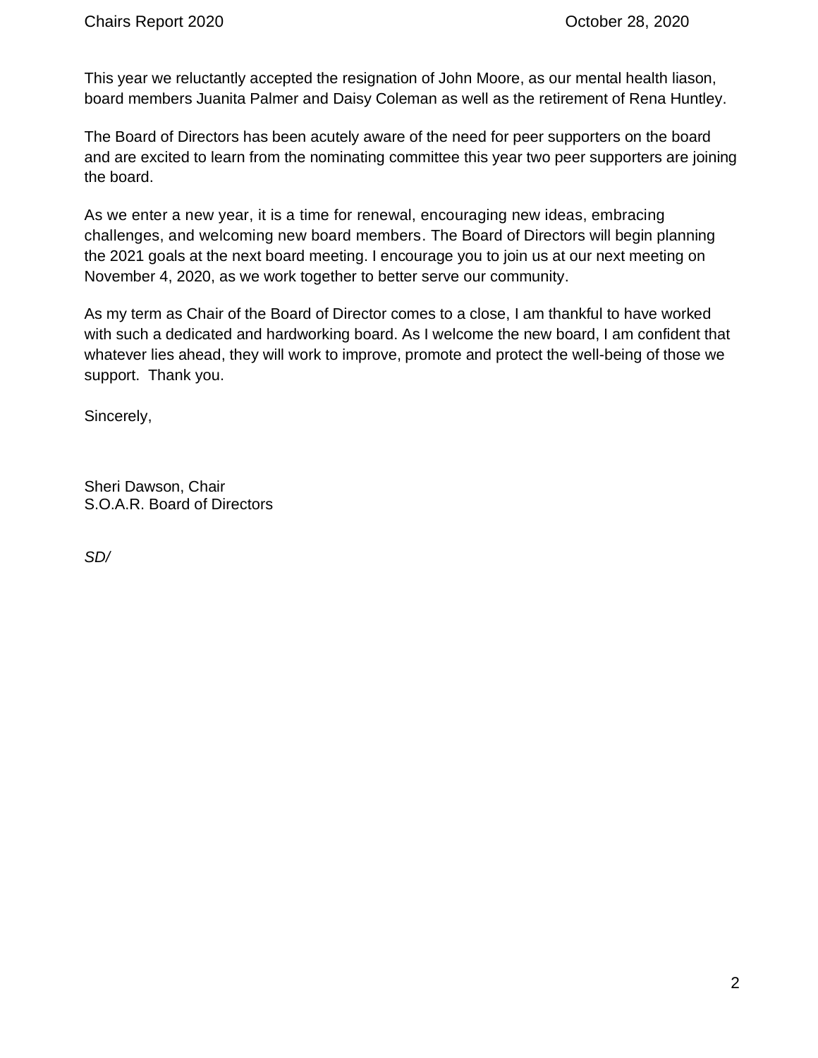This year we reluctantly accepted the resignation of John Moore, as our mental health liason, board members Juanita Palmer and Daisy Coleman as well as the retirement of Rena Huntley.

The Board of Directors has been acutely aware of the need for peer supporters on the board and are excited to learn from the nominating committee this year two peer supporters are joining the board.

As we enter a new year, it is a time for renewal, encouraging new ideas, embracing challenges, and welcoming new board members. The Board of Directors will begin planning the 2021 goals at the next board meeting. I encourage you to join us at our next meeting on November 4, 2020, as we work together to better serve our community.

As my term as Chair of the Board of Director comes to a close, I am thankful to have worked with such a dedicated and hardworking board. As I welcome the new board, I am confident that whatever lies ahead, they will work to improve, promote and protect the well-being of those we support. Thank you.

Sincerely,

Sheri Dawson, Chair
S.O.A.R. Board of Directors

*SD/*